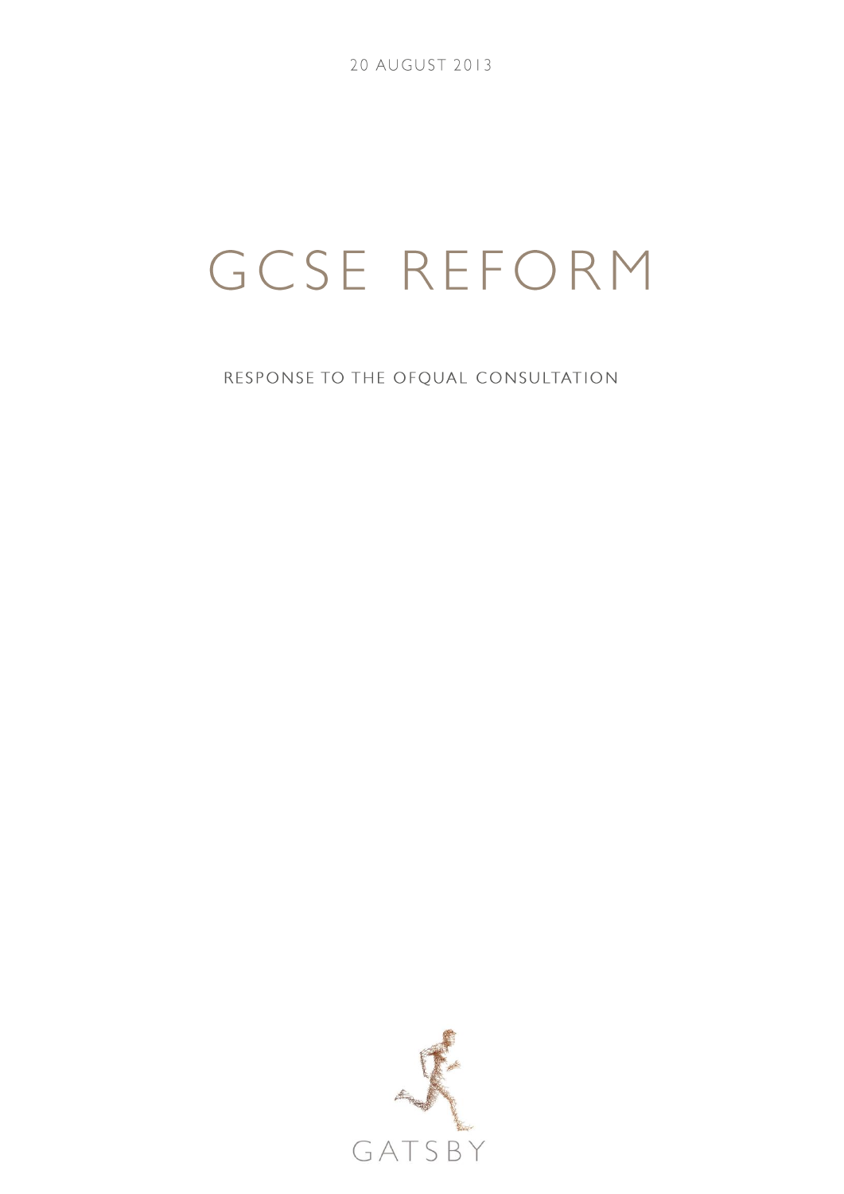20 AUGUST 2013

# GCSE REFORM

## RESPONSE TO THE OFQUAL CONSULTATION

GATSBY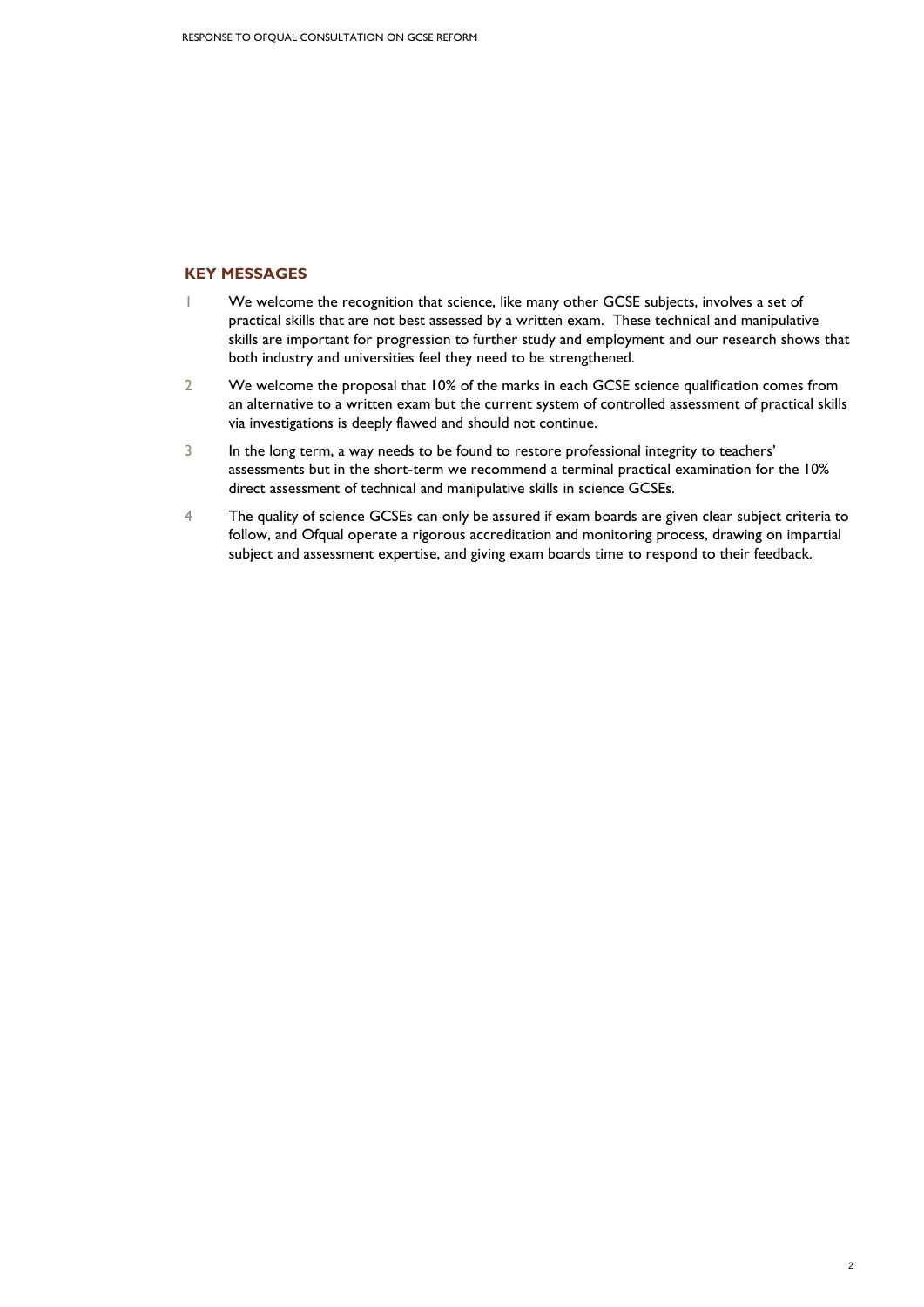## KEY MESSAGES

1. We welcome the recognition that science, like many other GCSE subjects, involves a set of practical skills that are not best assessed by a written exam. These technical and manipulative skills are important for progression to further study and employment and our research shows that both industry and universities feel they need to be strengthened.
2. We welcome the proposal that 10% of the marks in each GCSE science qualification comes from an alternative to a written exam but the current system of controlled assessment of practical skills via investigations is deeply flawed and should not continue.
3. In the long term, a way needs to be found to restore professional integrity to teachers' assessments but in the short-term we recommend a terminal practical examination for the 10% direct assessment of technical and manipulative skills in science GCSEs.
4. The quality of science GCSEs can only be assured if exam boards are given clear subject criteria to follow, and Ofqual operate a rigorous accreditation and monitoring process, drawing on impartial subject and assessment expertise, and giving exam boards time to respond to their feedback.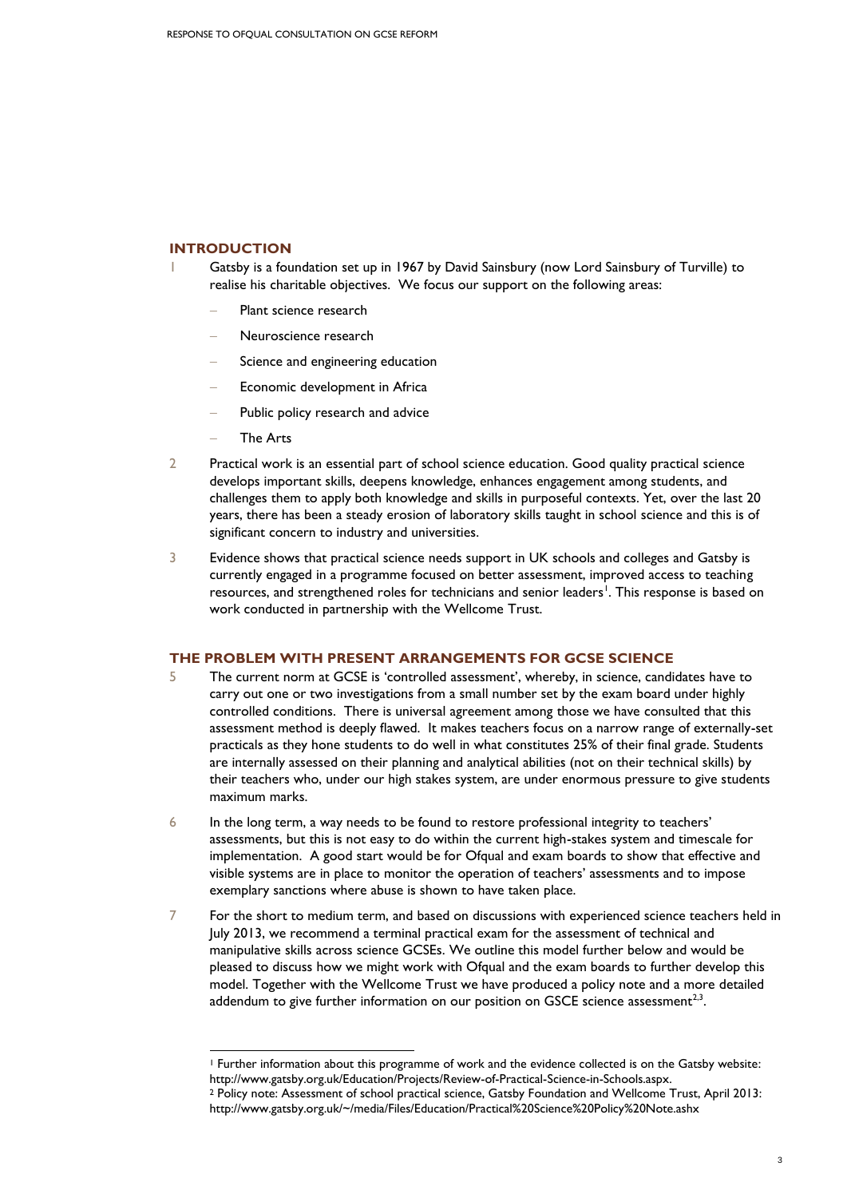## INTRODUCTION

1 Gatsby is a foundation set up in 1967 by David Sainsbury (now Lord Sainsbury of Turville) to realise his charitable objectives. We focus our support on the following areas:

- Plant science research
- Neuroscience research
- Science and engineering education
- Economic development in Africa
- Public policy research and advice
- The Arts

2 Practical work is an essential part of school science education. Good quality practical science develops important skills, deepens knowledge, enhances engagement among students, and challenges them to apply both knowledge and skills in purposeful contexts. Yet, over the last 20 years, there has been a steady erosion of laboratory skills taught in school science and this is of significant concern to industry and universities.

3 Evidence shows that practical science needs support in UK schools and colleges and Gatsby is currently engaged in a programme focused on better assessment, improved access to teaching resources, and strengthened roles for technicians and senior leaders[1]. This response is based on work conducted in partnership with the Wellcome Trust.

## THE PROBLEM WITH PRESENT ARRANGEMENTS FOR GCSE SCIENCE

5 The current norm at GCSE is 'controlled assessment', whereby, in science, candidates have to carry out one or two investigations from a small number set by the exam board under highly controlled conditions. There is universal agreement among those we have consulted that this assessment method is deeply flawed. It makes teachers focus on a narrow range of externally-set practicals as they hone students to do well in what constitutes 25% of their final grade. Students are internally assessed on their planning and analytical abilities (not on their technical skills) by their teachers who, under our high stakes system, are under enormous pressure to give students maximum marks.

6 In the long term, a way needs to be found to restore professional integrity to teachers' assessments, but this is not easy to do within the current high-stakes system and timescale for implementation. A good start would be for Ofqual and exam boards to show that effective and visible systems are in place to monitor the operation of teachers' assessments and to impose exemplary sanctions where abuse is shown to have taken place.

7 For the short to medium term, and based on discussions with experienced science teachers held in July 2013, we recommend a terminal practical exam for the assessment of technical and manipulative skills across science GCSEs. We outline this model further below and would be pleased to discuss how we might work with Ofqual and the exam boards to further develop this model. Together with the Wellcome Trust we have produced a policy note and a more detailed addendum to give further information on our position on GSCE science assessment[2,3].

---

[1] Further information about this programme of work and the evidence collected is on the Gatsby website: http://www.gatsby.org.uk/Education/Projects/Review-of-Practical-Science-in-Schools.aspx.

[2] Policy note: Assessment of school practical science, Gatsby Foundation and Wellcome Trust, April 2013: http://www.gatsby.org.uk/~/media/Files/Education/Practical%20Science%20Policy%20Note.ashx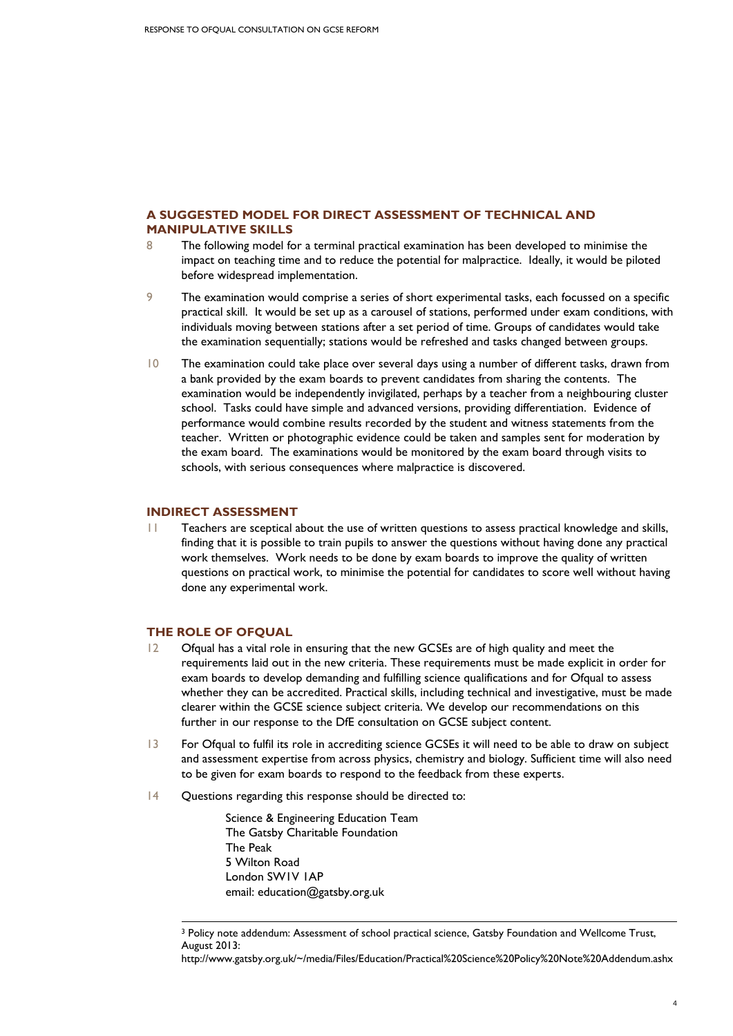## A SUGGESTED MODEL FOR DIRECT ASSESSMENT OF TECHNICAL AND MANIPULATIVE SKILLS

8 The following model for a terminal practical examination has been developed to minimise the impact on teaching time and to reduce the potential for malpractice. Ideally, it would be piloted before widespread implementation.

9 The examination would comprise a series of short experimental tasks, each focussed on a specific practical skill. It would be set up as a carousel of stations, performed under exam conditions, with individuals moving between stations after a set period of time. Groups of candidates would take the examination sequentially; stations would be refreshed and tasks changed between groups.

10 The examination could take place over several days using a number of different tasks, drawn from a bank provided by the exam boards to prevent candidates from sharing the contents. The examination would be independently invigilated, perhaps by a teacher from a neighbouring cluster school. Tasks could have simple and advanced versions, providing differentiation. Evidence of performance would combine results recorded by the student and witness statements from the teacher. Written or photographic evidence could be taken and samples sent for moderation by the exam board. The examinations would be monitored by the exam board through visits to schools, with serious consequences where malpractice is discovered.

## INDIRECT ASSESSMENT

11 Teachers are sceptical about the use of written questions to assess practical knowledge and skills, finding that it is possible to train pupils to answer the questions without having done any practical work themselves. Work needs to be done by exam boards to improve the quality of written questions on practical work, to minimise the potential for candidates to score well without having done any experimental work.

## THE ROLE OF OFQUAL

12 Ofqual has a vital role in ensuring that the new GCSEs are of high quality and meet the requirements laid out in the new criteria. These requirements must be made explicit in order for exam boards to develop demanding and fulfilling science qualifications and for Ofqual to assess whether they can be accredited. Practical skills, including technical and investigative, must be made clearer within the GCSE science subject criteria. We develop our recommendations on this further in our response to the DfE consultation on GCSE subject content.

13 For Ofqual to fulfil its role in accrediting science GCSEs it will need to be able to draw on subject and assessment expertise from across physics, chemistry and biology. Sufficient time will also need to be given for exam boards to respond to the feedback from these experts.

14 Questions regarding this response should be directed to:

Science & Engineering Education Team
The Gatsby Charitable Foundation
The Peak
5 Wilton Road
London SW1V 1AP
email: education@gatsby.org.uk

---

[3] Policy note addendum: Assessment of school practical science, Gatsby Foundation and Wellcome Trust, August 2013:
http://www.gatsby.org.uk/~/media/Files/Education/Practical%20Science%20Policy%20Note%20Addendum.ashx